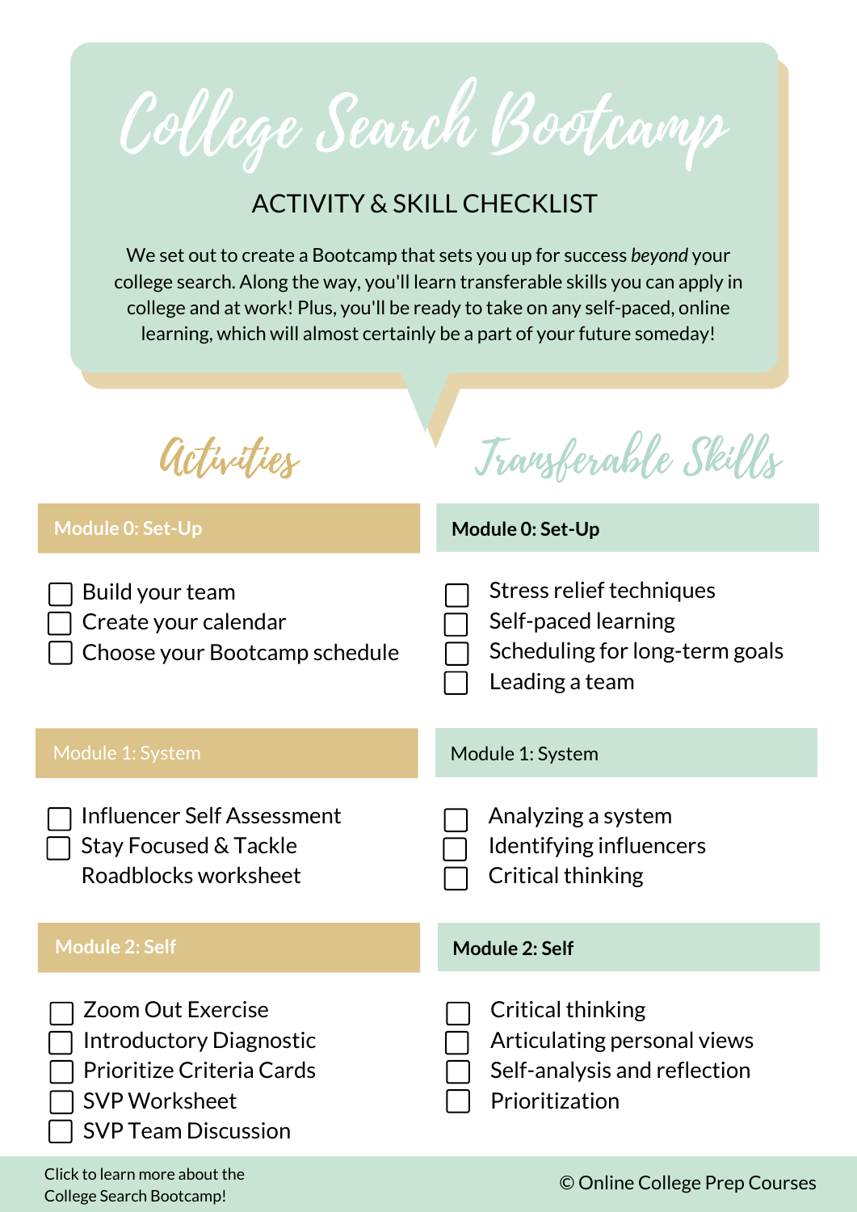# College Search Bootcamp

## ACTIVITY & SKILL CHECKLIST

We set out to create a Bootcamp that sets you up for success *beyond* your college search. Along the way, you'll learn transferable skills you can apply in college and at work! Plus, you'll be ready to take on any self-paced, online learning, which will almost certainly be a part of your future someday!

## Activities

### Module 0: Set-Up

- [ ] Build your team
- [ ] Create your calendar
- [ ] Choose your Bootcamp schedule

### Module 1: System

- [ ] Influencer Self Assessment
- [ ] Stay Focused & Tackle Roadblocks worksheet

### Module 2: Self

- [ ] Zoom Out Exercise
- [ ] Introductory Diagnostic
- [ ] Prioritize Criteria Cards
- [ ] SVP Worksheet
- [ ] SVP Team Discussion

## Transferable Skills

### Module 0: Set-Up

- [ ] Stress relief techniques
- [ ] Self-paced learning
- [ ] Scheduling for long-term goals
- [ ] Leading a team

### Module 1: System

- [ ] Analyzing a system
- [ ] Identifying influencers
- [ ] Critical thinking

### Module 2: Self

- [ ] Critical thinking
- [ ] Articulating personal views
- [ ] Self-analysis and reflection
- [ ] Prioritization

Click to learn more about the College Search Bootcamp!

© Online College Prep Courses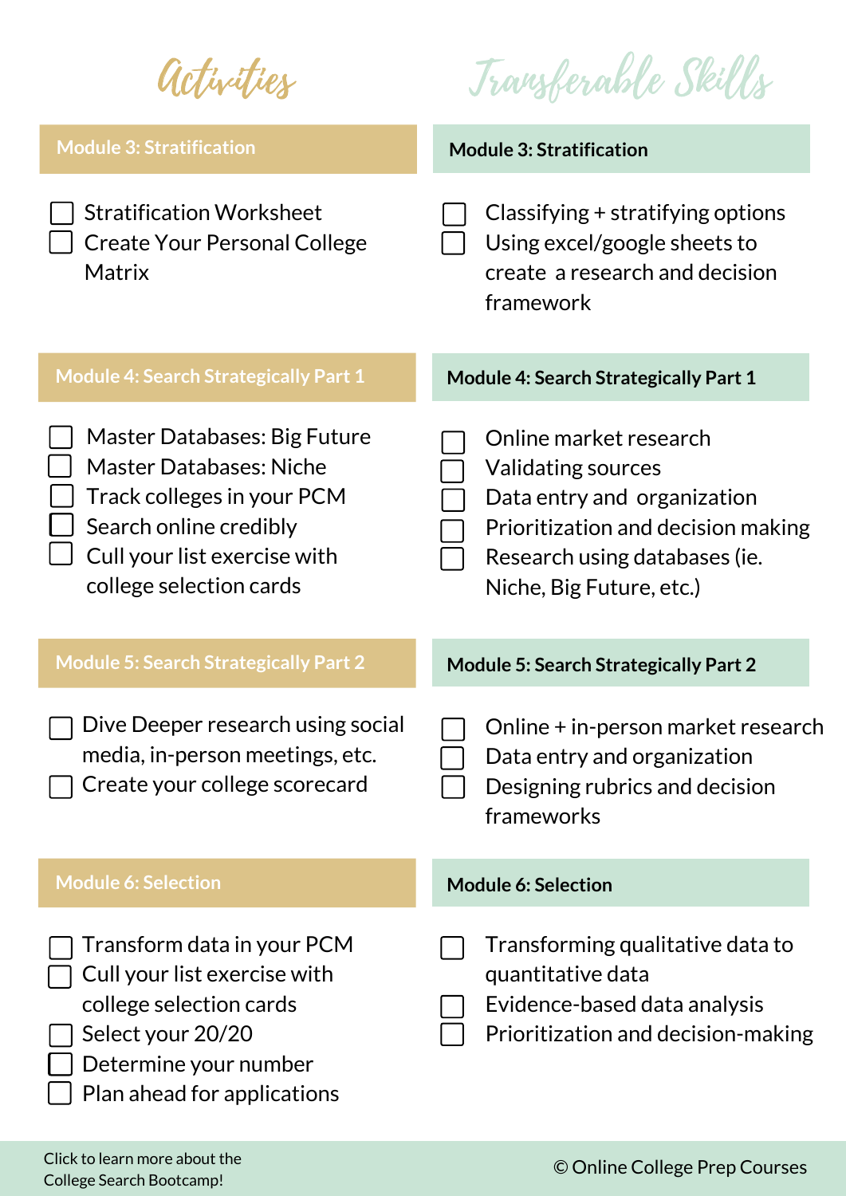## Activities

### Module 3: Stratification

- [ ] Stratification Worksheet
- [ ] Create Your Personal College Matrix

### Module 4: Search Strategically Part 1

- [ ] Master Databases: Big Future
- [ ] Master Databases: Niche
- [ ] Track colleges in your PCM
- [ ] Search online credibly
- [ ] Cull your list exercise with college selection cards

### Module 5: Search Strategically Part 2

- [ ] Dive Deeper research using social media, in-person meetings, etc.
- [ ] Create your college scorecard

### Module 6: Selection

- [ ] Transform data in your PCM
- [ ] Cull your list exercise with college selection cards
- [ ] Select your 20/20
- [ ] Determine your number
- [ ] Plan ahead for applications

## Transferable Skills

### Module 3: Stratification

- [ ] Classifying + stratifying options
- [ ] Using excel/google sheets to create a research and decision framework

### Module 4: Search Strategically Part 1

- [ ] Online market research
- [ ] Validating sources
- [ ] Data entry and organization
- [ ] Prioritization and decision making
- [ ] Research using databases (ie. Niche, Big Future, etc.)

### Module 5: Search Strategically Part 2

- [ ] Online + in-person market research
- [ ] Data entry and organization
- [ ] Designing rubrics and decision frameworks

### Module 6: Selection

- [ ] Transforming qualitative data to quantitative data
- [ ] Evidence-based data analysis
- [ ] Prioritization and decision-making

Click to learn more about the College Search Bootcamp!

© Online College Prep Courses